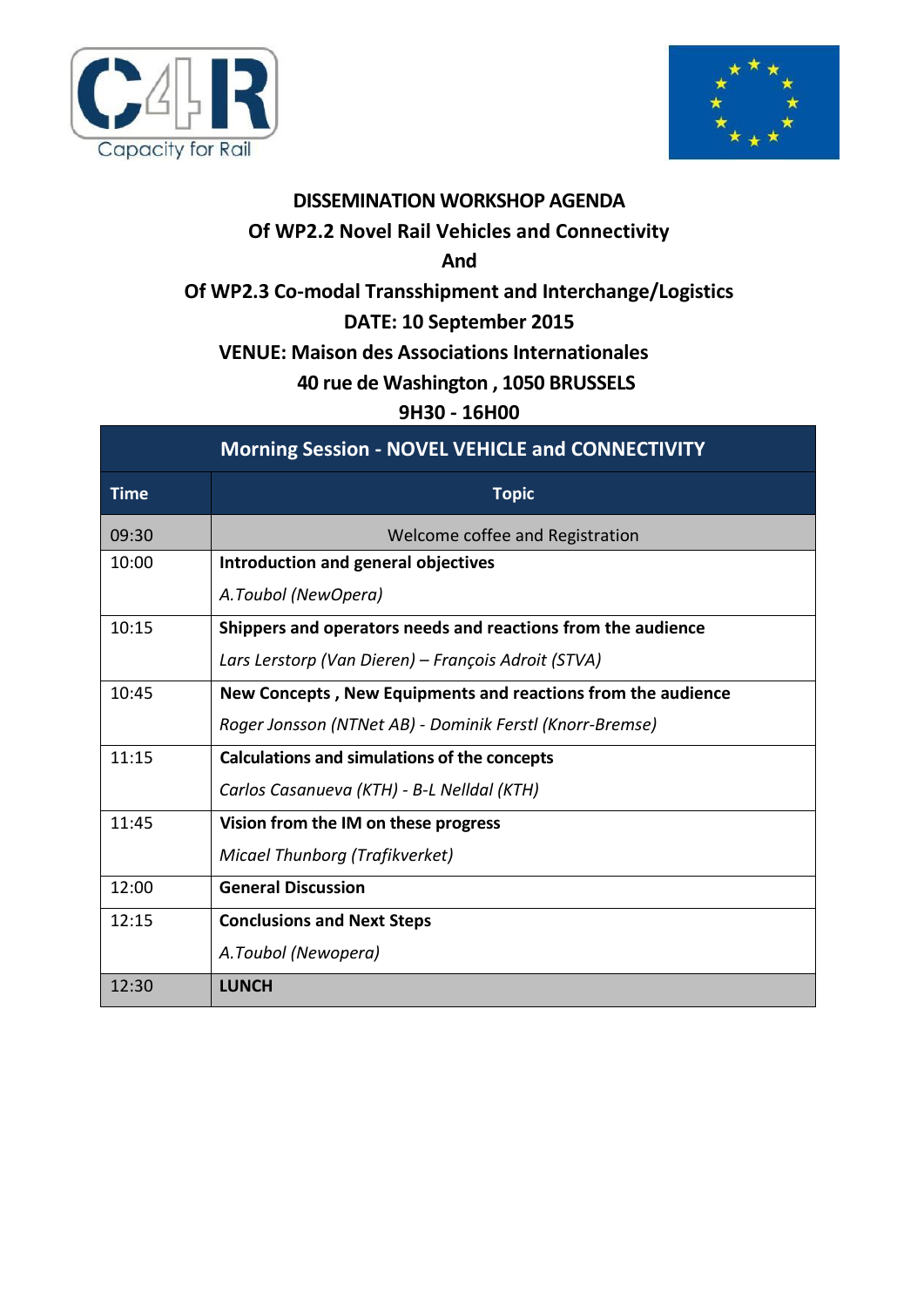# DISSEMINATION WORKSHOP AGENDA

## Of WP2.2 Novel Rail Vehicles and Connectivity

## And

## Of WP2.3 Co-modal Transshipment and Interchange/Logistics

**DATE: 10 September 2015**

**VENUE: Maison des Associations Internationales**

**40 rue de Washington , 1050 BRUSSELS**

**9H30 - 16H00**

| Morning Session - NOVEL VEHICLE and CONNECTIVITY | |
|---|---|
| **Time** | **Topic** |
| 09:30 | Welcome coffee and Registration |
| 10:00 | **Introduction and general objectives**<br>*A.Toubol (NewOpera)* |
| 10:15 | **Shippers and operators needs and reactions from the audience**<br>*Lars Lerstorp (Van Dieren) – François Adroit (STVA)* |
| 10:45 | **New Concepts , New Equipments and reactions from the audience**<br>*Roger Jonsson (NTNet AB) - Dominik Ferstl (Knorr-Bremse)* |
| 11:15 | **Calculations and simulations of the concepts**<br>*Carlos Casanueva (KTH) - B-L Nelldal (KTH)* |
| 11:45 | **Vision from the IM on these progress**<br>*Micael Thunborg (Trafikverket)* |
| 12:00 | **General Discussion** |
| 12:15 | **Conclusions and Next Steps**<br>*A.Toubol (Newopera)* |
| 12:30 | **LUNCH** |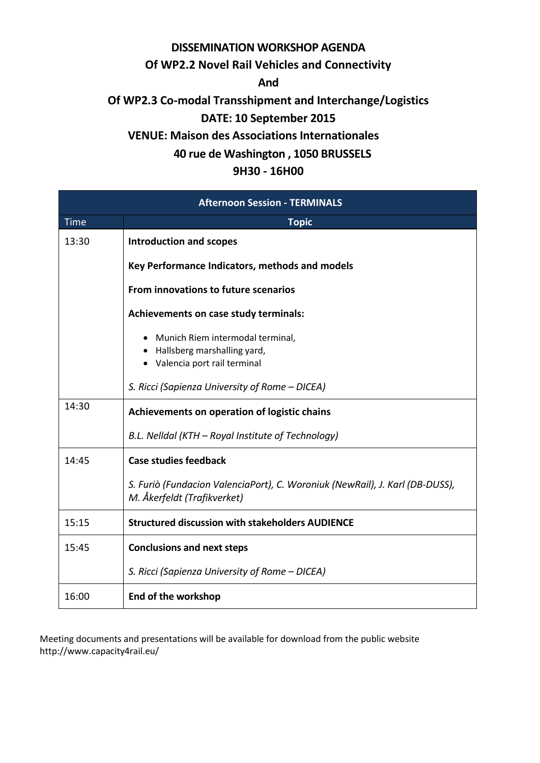**DISSEMINATION WORKSHOP AGENDA**

**Of WP2.2 Novel Rail Vehicles and Connectivity**

**And**

**Of WP2.3 Co-modal Transshipment and Interchange/Logistics**

**DATE: 10 September 2015**

**VENUE: Maison des Associations Internationales**

**40 rue de Washington , 1050 BRUSSELS**

**9H30 - 16H00**

| **Afternoon Session - TERMINALS** | |
|---|---|
| Time | **Topic** |
| 13:30 | **Introduction and scopes**<br><br>**Key Performance Indicators, methods and models**<br><br>**From innovations to future scenarios**<br><br>**Achievements on case study terminals:**<br><br>• Munich Riem intermodal terminal,<br>• Hallsberg marshalling yard,<br>• Valencia port rail terminal<br><br>*S. Ricci (Sapienza University of Rome – DICEA)* |
| 14:30 | **Achievements on operation of logistic chains**<br><br>*B.L. Nelldal (KTH – Royal Institute of Technology)* |
| 14:45 | **Case studies feedback**<br><br>*S. Furiò (Fundacion ValenciaPort), C. Woroniuk (NewRail), J. Karl (DB-DUSS), M. Åkerfeldt (Trafikverket)* |
| 15:15 | **Structured discussion with stakeholders AUDIENCE** |
| 15:45 | **Conclusions and next steps**<br><br>*S. Ricci (Sapienza University of Rome – DICEA)* |
| 16:00 | **End of the workshop** |

Meeting documents and presentations will be available for download from the public website http://www.capacity4rail.eu/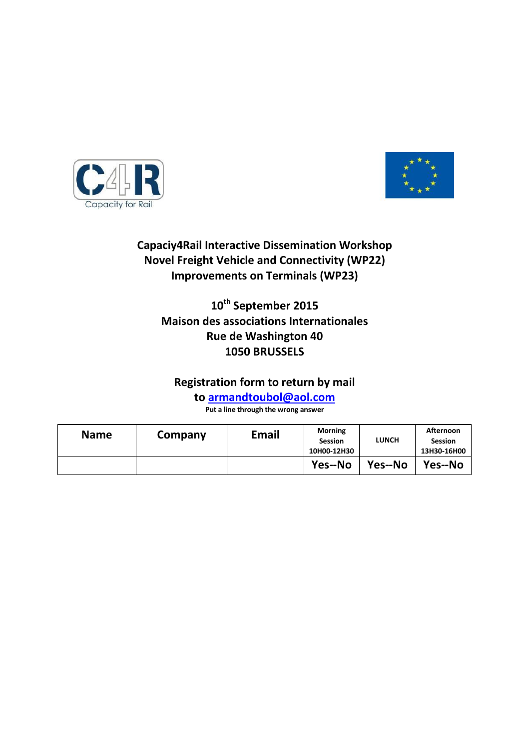**Capaciy4Rail Interactive Dissemination Workshop**
**Novel Freight Vehicle and Connectivity (WP22)**
**Improvements on Terminals (WP23)**

**10th September 2015**
**Maison des associations Internationales**
**Rue de Washington 40**
**1050 BRUSSELS**

**Registration form to return by mail**
**to armandtoubol@aol.com**

**Put a line through the wrong answer**

| Name | Company | Email | Morning Session 10H00-12H30 | LUNCH | Afternoon Session 13H30-16H00 |
|---|---|---|---|---|---|
| | | | Yes--No | Yes--No | Yes--No |